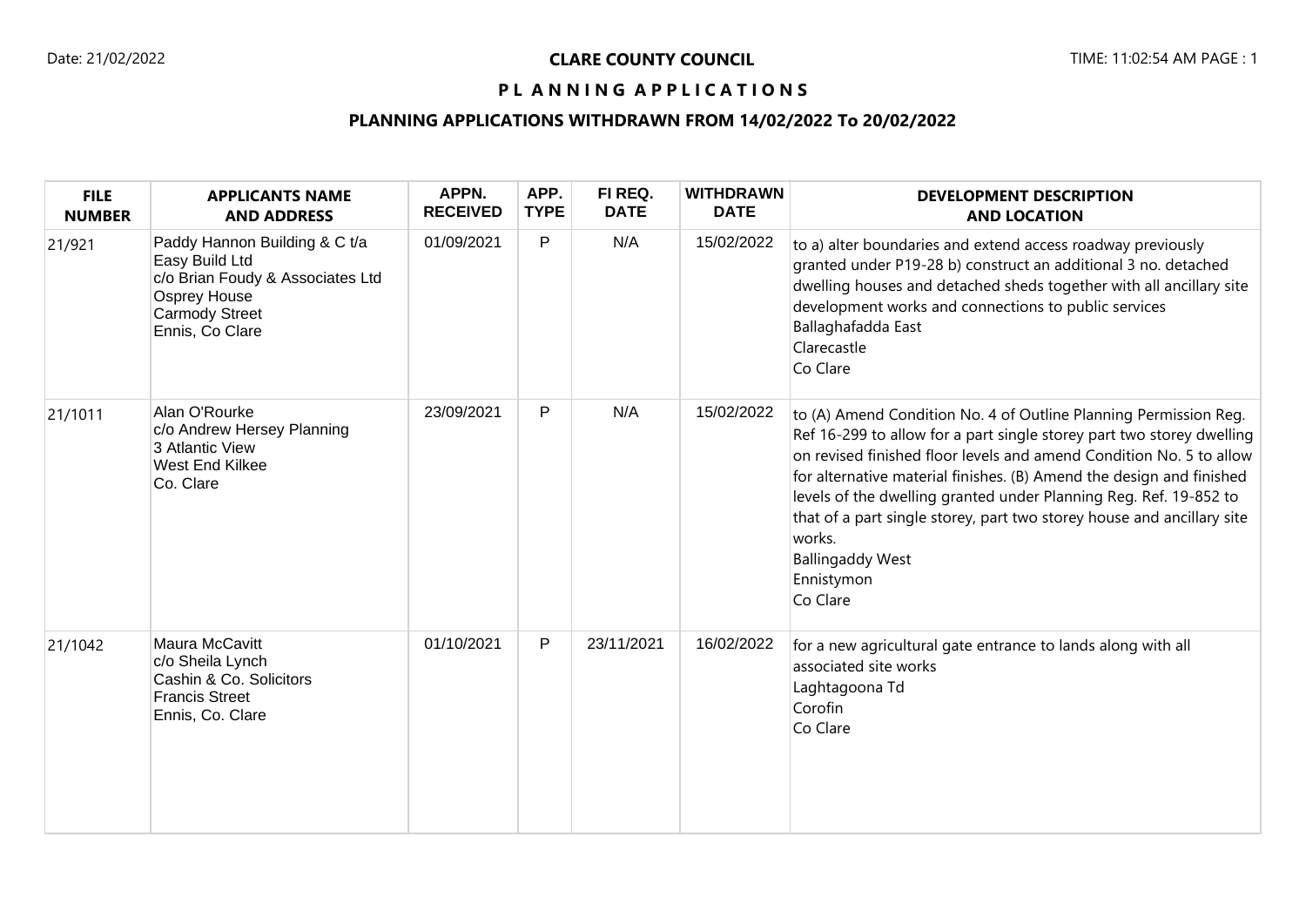# CLARE COUNTY COUNCIL

## P L A N N I N G A P P L I C A T I O N S

### PLANNING APPLICATIONS WITHDRAWN FROM 14/02/2022 To 20/02/2022

| FILE NUMBER | APPLICANTS NAME AND ADDRESS | APPN. RECEIVED | APP. TYPE | FI REQ. DATE | WITHDRAWN DATE | DEVELOPMENT DESCRIPTION AND LOCATION |
|---|---|---|---|---|---|---|
| 21/921 | Paddy Hannon Building & C t/a Easy Build Ltd<br>c/o Brian Foudy & Associates Ltd<br>Osprey House<br>Carmody Street<br>Ennis, Co Clare | 01/09/2021 | P | N/A | 15/02/2022 | to a) alter boundaries and extend access roadway previously granted under P19-28 b) construct an additional 3 no. detached dwelling houses and detached sheds together with all ancillary site development works and connections to public services<br>Ballaghafadda East<br>Clarecastle<br>Co Clare |
| 21/1011 | Alan O'Rourke<br>c/o Andrew Hersey Planning<br>3 Atlantic View<br>West End Kilkee<br>Co. Clare | 23/09/2021 | P | N/A | 15/02/2022 | to (A) Amend Condition No. 4 of Outline Planning Permission Reg. Ref 16-299 to allow for a part single storey part two storey dwelling on revised finished floor levels and amend Condition No. 5 to allow for alternative material finishes. (B) Amend the design and finished levels of the dwelling granted under Planning Reg. Ref. 19-852 to that of a part single storey, part two storey house and ancillary site works.<br>Ballingaddy West<br>Ennistymon<br>Co Clare |
| 21/1042 | Maura McCavitt<br>c/o Sheila Lynch<br>Cashin & Co. Solicitors<br>Francis Street<br>Ennis, Co. Clare | 01/10/2021 | P | 23/11/2021 | 16/02/2022 | for a new agricultural gate entrance to lands along with all associated site works<br>Laghtagoona Td<br>Corofin<br>Co Clare |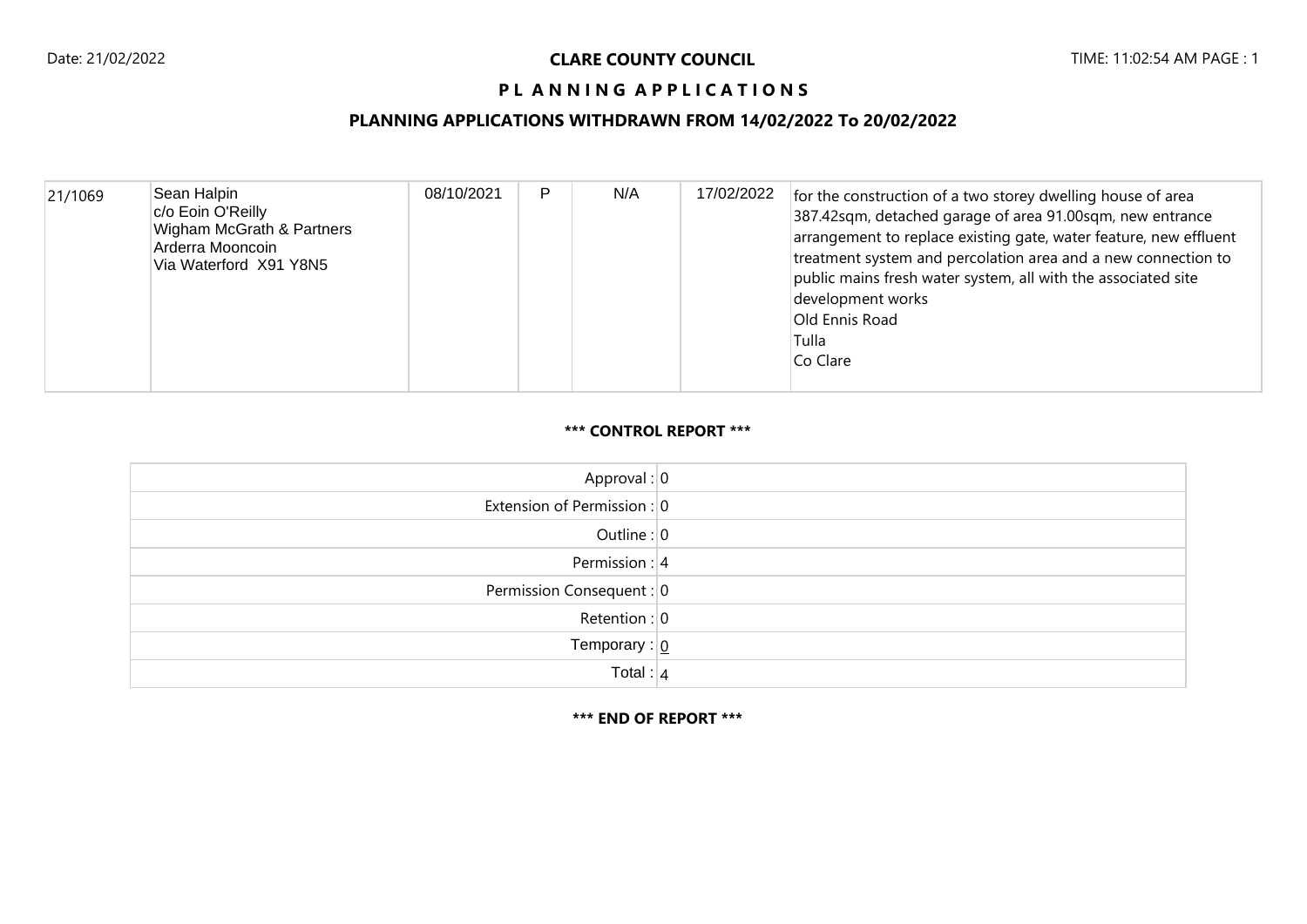| | | | | | | |
|---|---|---|---|---|---|---|
| 21/1069 | Sean Halpin<br>c/o Eoin O'Reilly<br>Wigham McGrath & Partners<br>Arderra Mooncoin<br>Via Waterford X91 Y8N5 | 08/10/2021 | P | N/A | 17/02/2022 | for the construction of a two storey dwelling house of area 387.42sqm, detached garage of area 91.00sqm, new entrance arrangement to replace existing gate, water feature, new effluent treatment system and percolation area and a new connection to public mains fresh water system, all with the associated site development works<br>Old Ennis Road<br>Tulla<br>Co Clare |

**\*\*\* CONTROL REPORT \*\*\***

| | |
|---|---|
| Approval : | 0 |
| Extension of Permission : | 0 |
| Outline : | 0 |
| Permission : | 4 |
| Permission Consequent : | 0 |
| Retention : | 0 |
| Temporary : | 0 |
| Total : | 4 |

**\*\*\* END OF REPORT \*\*\***